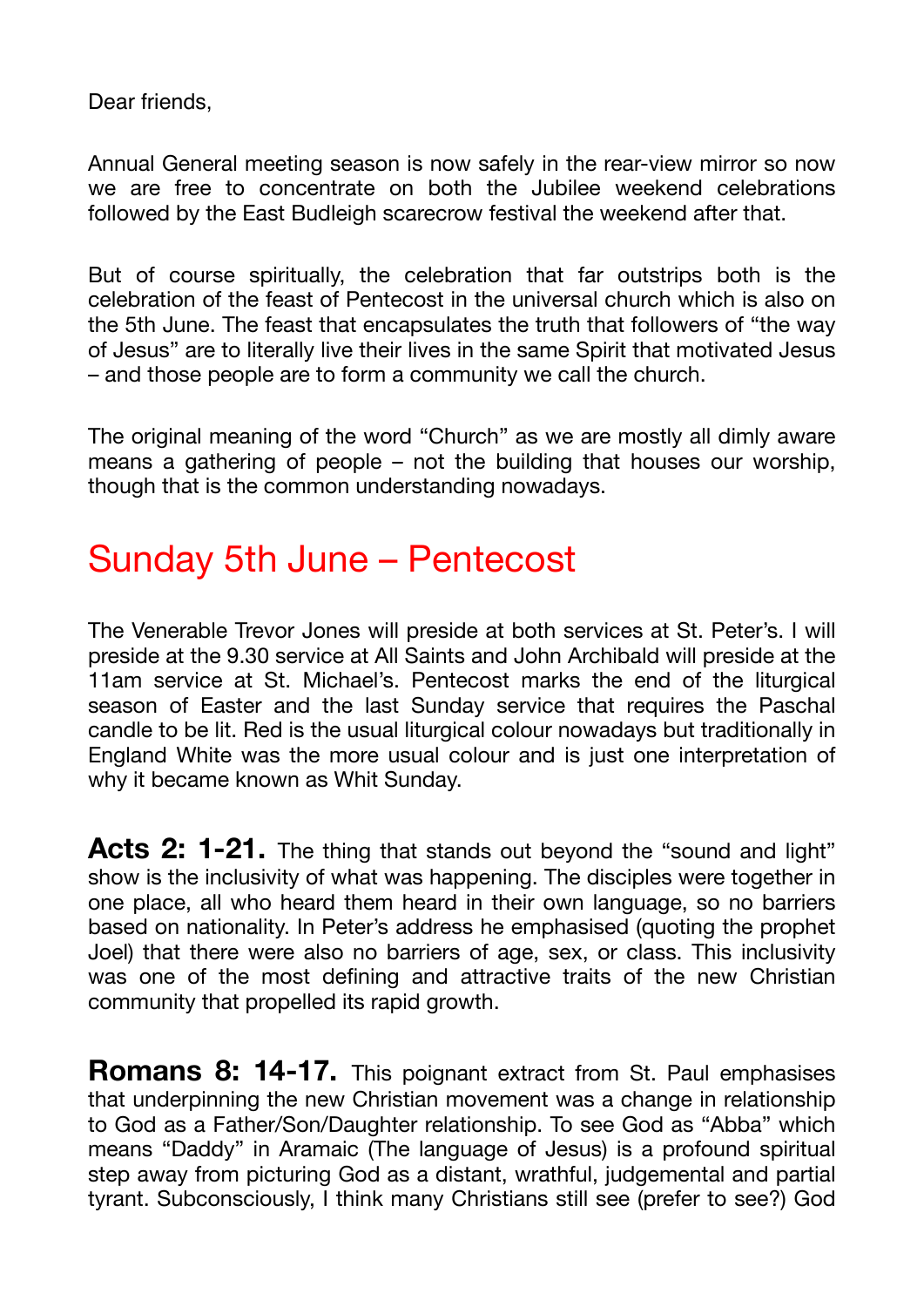Dear friends,

Annual General meeting season is now safely in the rear-view mirror so now we are free to concentrate on both the Jubilee weekend celebrations followed by the East Budleigh scarecrow festival the weekend after that.

But of course spiritually, the celebration that far outstrips both is the celebration of the feast of Pentecost in the universal church which is also on the 5th June. The feast that encapsulates the truth that followers of "the way of Jesus" are to literally live their lives in the same Spirit that motivated Jesus – and those people are to form a community we call the church.

The original meaning of the word "Church" as we are mostly all dimly aware means a gathering of people – not the building that houses our worship, though that is the common understanding nowadays.

## Sunday 5th June – Pentecost

The Venerable Trevor Jones will preside at both services at St. Peter's. I will preside at the 9.30 service at All Saints and John Archibald will preside at the 11am service at St. Michael's. Pentecost marks the end of the liturgical season of Easter and the last Sunday service that requires the Paschal candle to be lit. Red is the usual liturgical colour nowadays but traditionally in England White was the more usual colour and is just one interpretation of why it became known as Whit Sunday.

**Acts 2: 1-21.** The thing that stands out beyond the "sound and light" show is the inclusivity of what was happening. The disciples were together in one place, all who heard them heard in their own language, so no barriers based on nationality. In Peter's address he emphasised (quoting the prophet Joel) that there were also no barriers of age, sex, or class. This inclusivity was one of the most defining and attractive traits of the new Christian community that propelled its rapid growth.

**Romans 8: 14-17.** This poignant extract from St. Paul emphasises that underpinning the new Christian movement was a change in relationship to God as a Father/Son/Daughter relationship. To see God as "Abba" which means "Daddy" in Aramaic (The language of Jesus) is a profound spiritual step away from picturing God as a distant, wrathful, judgemental and partial tyrant. Subconsciously, I think many Christians still see (prefer to see?) God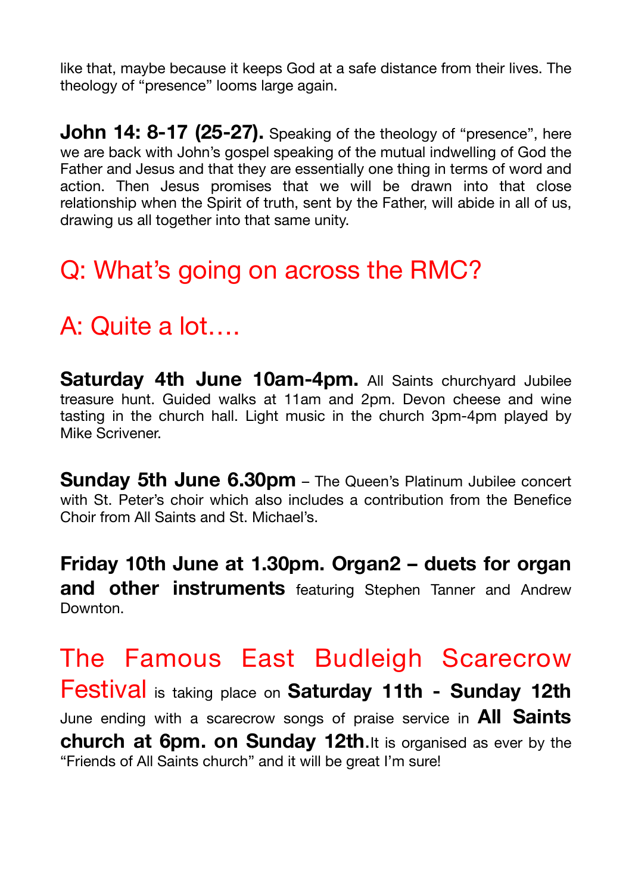like that, maybe because it keeps God at a safe distance from their lives. The theology of "presence" looms large again.

**John 14: 8-17 (25-27).** Speaking of the theology of "presence", here we are back with John's gospel speaking of the mutual indwelling of God the Father and Jesus and that they are essentially one thing in terms of word and action. Then Jesus promises that we will be drawn into that close relationship when the Spirit of truth, sent by the Father, will abide in all of us, drawing us all together into that same unity.

## Q: What's going on across the RMC?

## A: Quite a lot….

**Saturday 4th June 10am-4pm.** All Saints churchyard Jubilee treasure hunt. Guided walks at 11am and 2pm. Devon cheese and wine tasting in the church hall. Light music in the church 3pm-4pm played by Mike Scrivener.

**Sunday 5th June 6.30pm** – The Queen's Platinum Jubilee concert with St. Peter's choir which also includes a contribution from the Benefice Choir from All Saints and St. Michael's.

**Friday 10th June at 1.30pm. Organ2 – duets for organ and other instruments** featuring Stephen Tanner and Andrew Downton.

The Famous East Budleigh Scarecrow Festival is taking place on **Saturday 11th - Sunday 12th** June ending with a scarecrow songs of praise service in **All Saints church at 6pm. on Sunday 12th**.It is organised as ever by the "Friends of All Saints church" and it will be great I'm sure!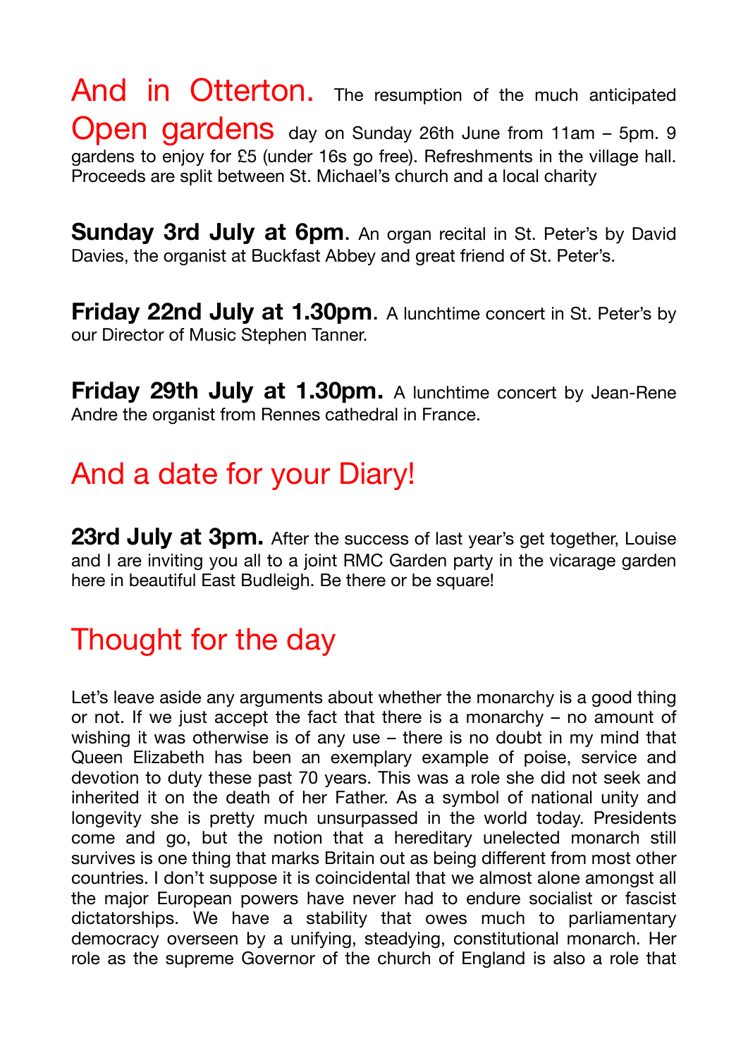**And in Otterton.** The resumption of the much anticipated **Open gardens** day on Sunday 26th June from 11am – 5pm. 9 gardens to enjoy for £5 (under 16s go free). Refreshments in the village hall. Proceeds are split between St. Michael's church and a local charity

**Sunday 3rd July at 6pm.** An organ recital in St. Peter's by David Davies, the organist at Buckfast Abbey and great friend of St. Peter's.

**Friday 22nd July at 1.30pm.** A lunchtime concert in St. Peter's by our Director of Music Stephen Tanner.

**Friday 29th July at 1.30pm.** A lunchtime concert by Jean-Rene Andre the organist from Rennes cathedral in France.

## And a date for your Diary!

**23rd July at 3pm.** After the success of last year's get together, Louise and I are inviting you all to a joint RMC Garden party in the vicarage garden here in beautiful East Budleigh. Be there or be square!

## Thought for the day

Let's leave aside any arguments about whether the monarchy is a good thing or not. If we just accept the fact that there is a monarchy – no amount of wishing it was otherwise is of any use – there is no doubt in my mind that Queen Elizabeth has been an exemplary example of poise, service and devotion to duty these past 70 years. This was a role she did not seek and inherited it on the death of her Father. As a symbol of national unity and longevity she is pretty much unsurpassed in the world today. Presidents come and go, but the notion that a hereditary unelected monarch still survives is one thing that marks Britain out as being different from most other countries. I don't suppose it is coincidental that we almost alone amongst all the major European powers have never had to endure socialist or fascist dictatorships. We have a stability that owes much to parliamentary democracy overseen by a unifying, steadying, constitutional monarch. Her role as the supreme Governor of the church of England is also a role that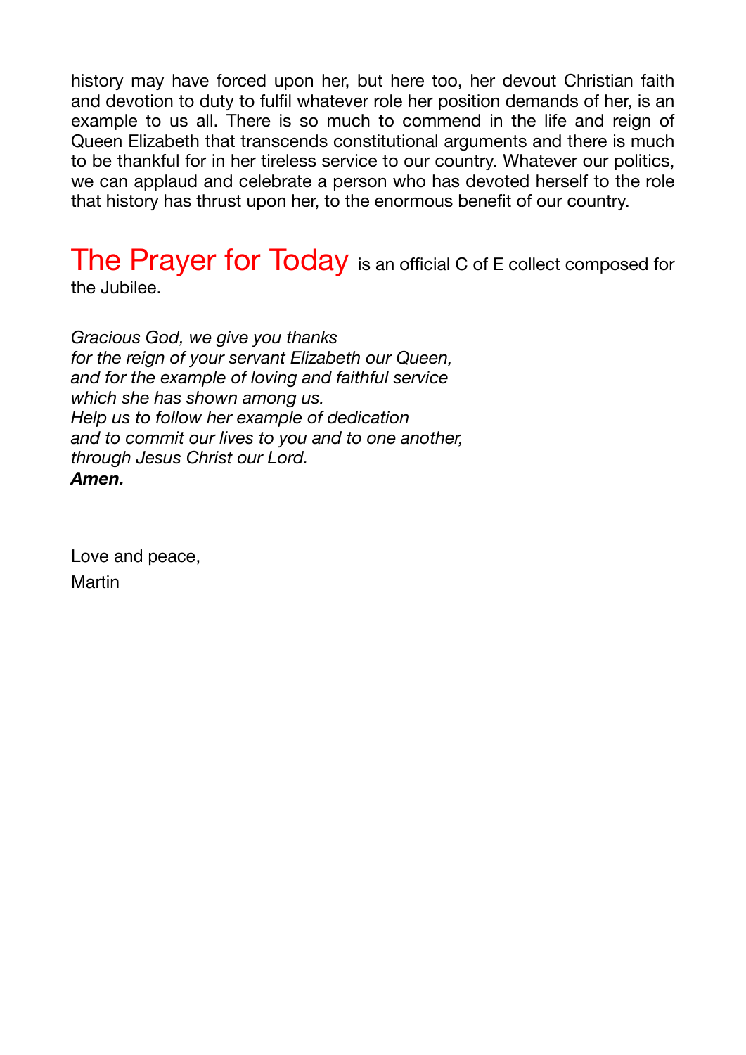history may have forced upon her, but here too, her devout Christian faith and devotion to duty to fulfil whatever role her position demands of her, is an example to us all. There is so much to commend in the life and reign of Queen Elizabeth that transcends constitutional arguments and there is much to be thankful for in her tireless service to our country. Whatever our politics, we can applaud and celebrate a person who has devoted herself to the role that history has thrust upon her, to the enormous benefit of our country.

## The Prayer for Today

is an official C of E collect composed for the Jubilee.

*Gracious God, we give you thanks*
*for the reign of your servant Elizabeth our Queen,*
*and for the example of loving and faithful service*
*which she has shown among us.*
*Help us to follow her example of dedication*
*and to commit our lives to you and to one another,*
*through Jesus Christ our Lord.*
***Amen.***

Love and peace,
Martin